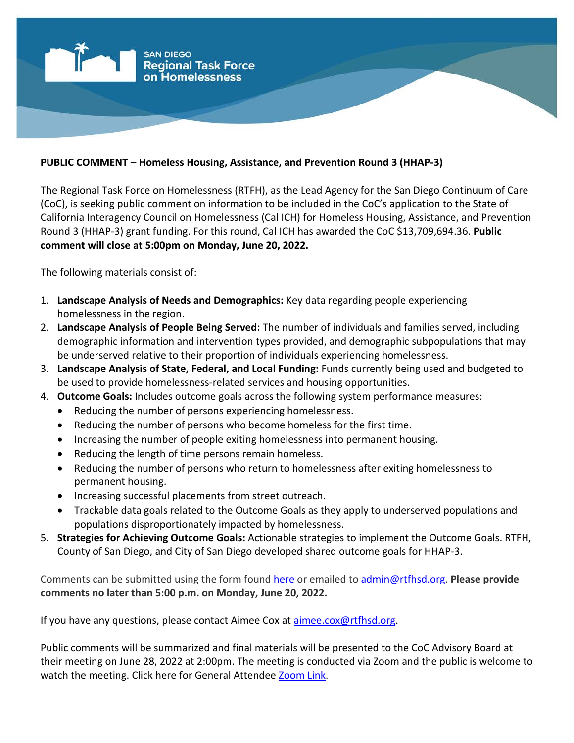SAN DIEGO
Regional Task Force
on Homelessness

**PUBLIC COMMENT – Homeless Housing, Assistance, and Prevention Round 3 (HHAP-3)**

The Regional Task Force on Homelessness (RTFH), as the Lead Agency for the San Diego Continuum of Care (CoC), is seeking public comment on information to be included in the CoC's application to the State of California Interagency Council on Homelessness (Cal ICH) for Homeless Housing, Assistance, and Prevention Round 3 (HHAP-3) grant funding. For this round, Cal ICH has awarded the CoC $13,709,694.36. **Public comment will close at 5:00pm on Monday, June 20, 2022.**

The following materials consist of:

1. **Landscape Analysis of Needs and Demographics:** Key data regarding people experiencing homelessness in the region.
2. **Landscape Analysis of People Being Served:** The number of individuals and families served, including demographic information and intervention types provided, and demographic subpopulations that may be underserved relative to their proportion of individuals experiencing homelessness.
3. **Landscape Analysis of State, Federal, and Local Funding:** Funds currently being used and budgeted to be used to provide homelessness-related services and housing opportunities.
4. **Outcome Goals:** Includes outcome goals across the following system performance measures:
   - Reducing the number of persons experiencing homelessness.
   - Reducing the number of persons who become homeless for the first time.
   - Increasing the number of people exiting homelessness into permanent housing.
   - Reducing the length of time persons remain homeless.
   - Reducing the number of persons who return to homelessness after exiting homelessness to permanent housing.
   - Increasing successful placements from street outreach.
   - Trackable data goals related to the Outcome Goals as they apply to underserved populations and populations disproportionately impacted by homelessness.
5. **Strategies for Achieving Outcome Goals:** Actionable strategies to implement the Outcome Goals. RTFH, County of San Diego, and City of San Diego developed shared outcome goals for HHAP-3.

Comments can be submitted using the form found here or emailed to admin@rtfhsd.org. **Please provide comments no later than 5:00 p.m. on Monday, June 20, 2022.**

If you have any questions, please contact Aimee Cox at aimee.cox@rtfhsd.org.

Public comments will be summarized and final materials will be presented to the CoC Advisory Board at their meeting on June 28, 2022 at 2:00pm. The meeting is conducted via Zoom and the public is welcome to watch the meeting. Click here for General Attendee Zoom Link.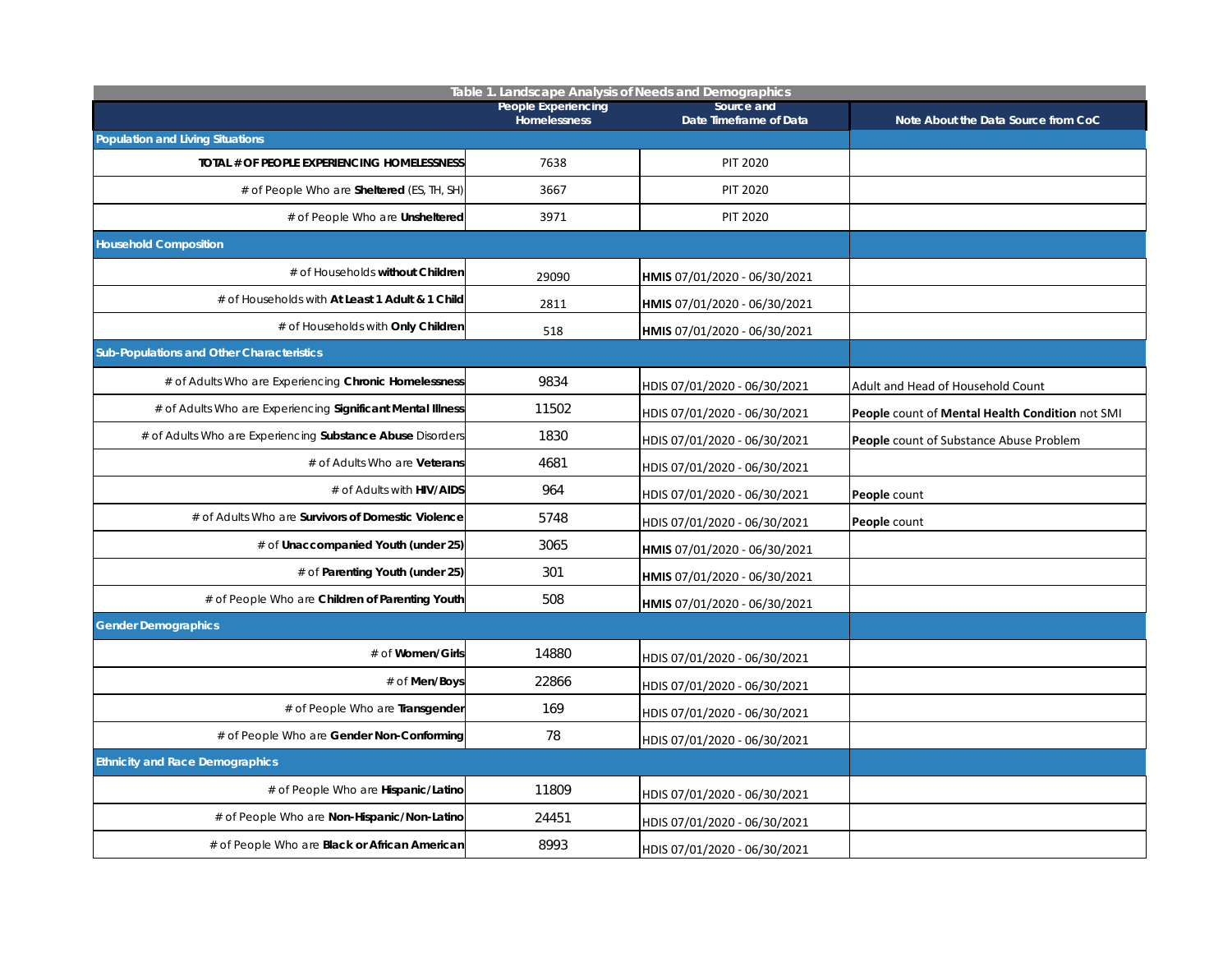| Table 1. Landscape Analysis of Needs and Demographics | | | |
|---|---|---|---|
| | People Experiencing Homelessness | Source and Date Timeframe of Data | Note About the Data Source from CoC |
| **Population and Living Situations** | | | |
| TOTAL # OF PEOPLE EXPERIENCING HOMELESSNESS | 7638 | PIT 2020 | |
| # of People Who are **Sheltered** (ES, TH, SH) | 3667 | PIT 2020 | |
| # of People Who are **Unsheltered** | 3971 | PIT 2020 | |
| **Household Composition** | | | |
| # of Households **without Children** | 29090 | **HMIS** 07/01/2020 - 06/30/2021 | |
| # of Households with **At Least 1 Adult & 1 Child** | 2811 | **HMIS** 07/01/2020 - 06/30/2021 | |
| # of Households with **Only Children** | 518 | **HMIS** 07/01/2020 - 06/30/2021 | |
| **Sub-Populations and Other Characteristics** | | | |
| # of Adults Who are Experiencing **Chronic Homelessness** | 9834 | HDIS 07/01/2020 - 06/30/2021 | Adult and Head of Household Count |
| # of Adults Who are Experiencing **Significant Mental Illness** | 11502 | HDIS 07/01/2020 - 06/30/2021 | **People** count of **Mental Health Condition** not SMI |
| # of Adults Who are Experiencing **Substance Abuse** Disorders | 1830 | HDIS 07/01/2020 - 06/30/2021 | **People** count of Substance Abuse Problem |
| # of Adults Who are **Veterans** | 4681 | HDIS 07/01/2020 - 06/30/2021 | |
| # of Adults with **HIV/AIDS** | 964 | HDIS 07/01/2020 - 06/30/2021 | **People** count |
| # of Adults Who are **Survivors of Domestic Violence** | 5748 | HDIS 07/01/2020 - 06/30/2021 | **People** count |
| # of **Unaccompanied Youth (under 25)** | 3065 | **HMIS** 07/01/2020 - 06/30/2021 | |
| # of **Parenting Youth (under 25)** | 301 | **HMIS** 07/01/2020 - 06/30/2021 | |
| # of People Who are **Children of Parenting Youth** | 508 | **HMIS** 07/01/2020 - 06/30/2021 | |
| **Gender Demographics** | | | |
| # of **Women/Girls** | 14880 | HDIS 07/01/2020 - 06/30/2021 | |
| # of **Men/Boys** | 22866 | HDIS 07/01/2020 - 06/30/2021 | |
| # of People Who are **Transgender** | 169 | HDIS 07/01/2020 - 06/30/2021 | |
| # of People Who are **Gender Non-Conforming** | 78 | HDIS 07/01/2020 - 06/30/2021 | |
| **Ethnicity and Race Demographics** | | | |
| # of People Who are **Hispanic/Latino** | 11809 | HDIS 07/01/2020 - 06/30/2021 | |
| # of People Who are **Non-Hispanic/Non-Latino** | 24451 | HDIS 07/01/2020 - 06/30/2021 | |
| # of People Who are **Black or African American** | 8993 | HDIS 07/01/2020 - 06/30/2021 | |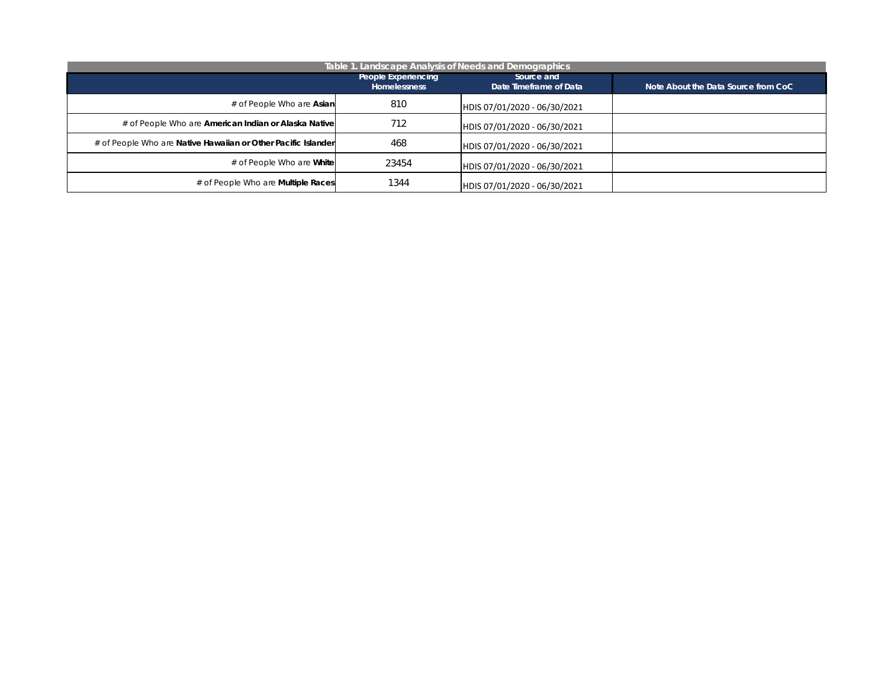| Table 1. Landscape Analysis of Needs and Demographics | | | |
|---|---|---|---|
| | People Experiencing Homelessness | Source and Date Timeframe of Data | Note About the Data Source from CoC |
| # of People Who are **Asian** | 810 | HDIS 07/01/2020 - 06/30/2021 | |
| # of People Who are **American Indian or Alaska Native** | 712 | HDIS 07/01/2020 - 06/30/2021 | |
| # of People Who are **Native Hawaiian or Other Pacific Islander** | 468 | HDIS 07/01/2020 - 06/30/2021 | |
| # of People Who are **White** | 23454 | HDIS 07/01/2020 - 06/30/2021 | |
| # of People Who are **Multiple Races** | 1344 | HDIS 07/01/2020 - 06/30/2021 | |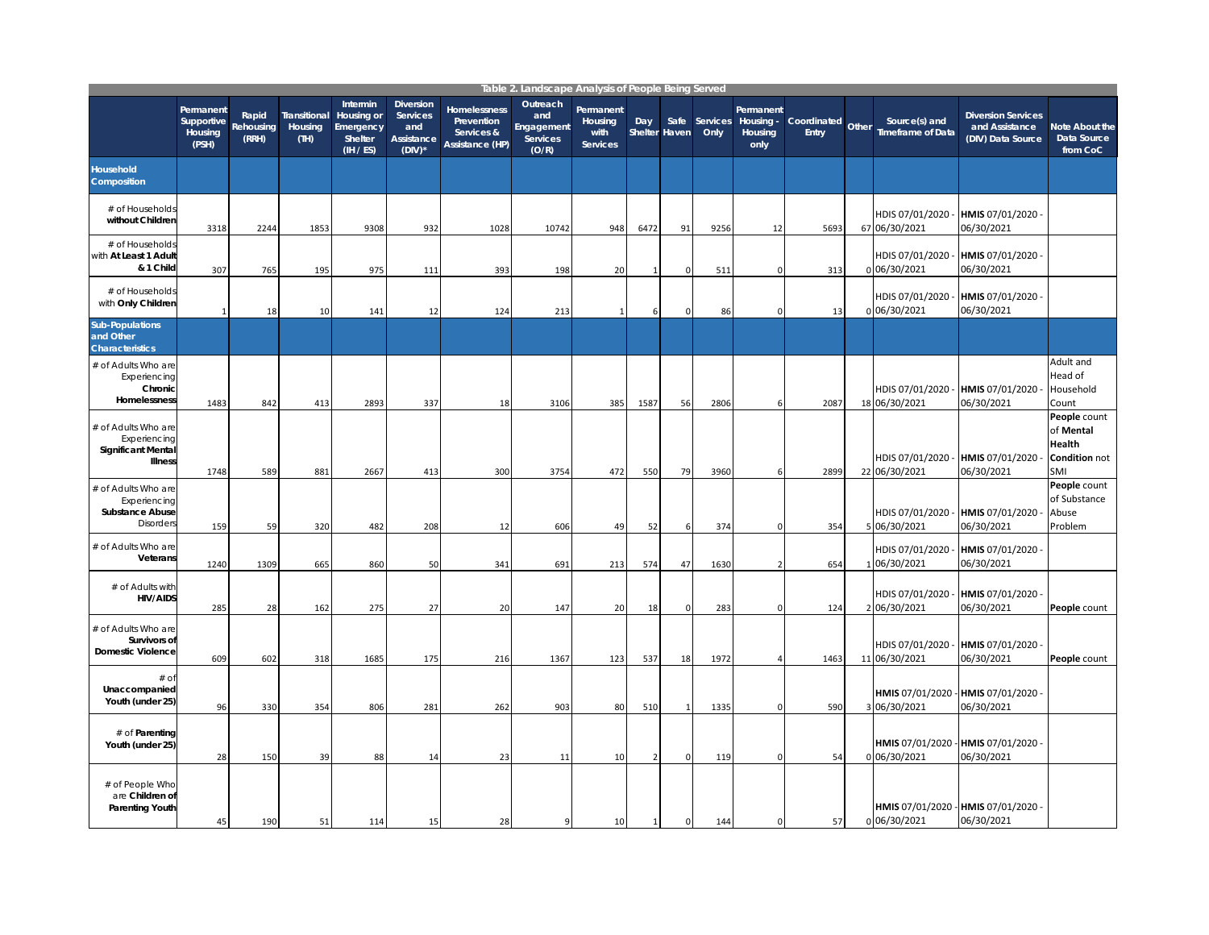| Table 2. Landscape Analysis of People Being Served | | | | | | | | | | | | | | | | | |
|---|---|---|---|---|---|---|---|---|---|---|---|---|---|---|---|---|---|
| | Permanent Supportive Housing (PSH) | Rapid Rehousing (RRH) | Transitional Housing (TH) | Intermin Housing or Emergency Shelter (IH / ES) | Diversion Services and Assistance (DIV)* | Homelessness Prevention Services & Assistance (HP) | Outreach and Engagement Services (O/R) | Permanent Housing with Services | Day Shelter | Safe Haven | Services Only | Permanent Housing - Housing only | Coordinated Entry | Other | Source(s) and Timeframe of Data | Diversion Services and Assistance (DIV) Data Source | Note About the Data Source from CoC |
| **Household Composition** | | | | | | | | | | | | | | | | | |
| # of Households **without Children** | 3318 | 2244 | 1853 | 9308 | 932 | 1028 | 10742 | 948 | 6472 | 91 | 9256 | 12 | 5693 | 67 | HDIS 07/01/2020 - 06/30/2021 | **HMIS** 07/01/2020 - 06/30/2021 | |
| # of Households with **At Least 1 Adult & 1 Child** | 307 | 765 | 195 | 975 | 111 | 393 | 198 | 20 | 1 | 0 | 511 | 0 | 313 | 0 | HDIS 07/01/2020 - 06/30/2021 | **HMIS** 07/01/2020 - 06/30/2021 | |
| # of Households with **Only Children** | 1 | 18 | 10 | 141 | 12 | 124 | 213 | 1 | 6 | 0 | 86 | 0 | 13 | 0 | HDIS 07/01/2020 - 06/30/2021 | **HMIS** 07/01/2020 - 06/30/2021 | |
| **Sub-Populations and Other Characteristics** | | | | | | | | | | | | | | | | | |
| # of Adults Who are Experiencing **Chronic Homelessness** | 1483 | 842 | 413 | 2893 | 337 | 18 | 3106 | 385 | 1587 | 56 | 2806 | 6 | 2087 | 18 | HDIS 07/01/2020 - 06/30/2021 | **HMIS** 07/01/2020 - 06/30/2021 | Adult and Head of Household Count |
| # of Adults Who are Experiencing **Significant Mental Illness** | 1748 | 589 | 881 | 2667 | 413 | 300 | 3754 | 472 | 550 | 79 | 3960 | 6 | 2899 | 22 | HDIS 07/01/2020 - 06/30/2021 | **HMIS** 07/01/2020 - 06/30/2021 | **People** count of **Mental Health Condition** not SMI |
| # of Adults Who are Experiencing **Substance Abuse** Disorders | 159 | 59 | 320 | 482 | 208 | 12 | 606 | 49 | 52 | 6 | 374 | 0 | 354 | 5 | HDIS 07/01/2020 - 06/30/2021 | **HMIS** 07/01/2020 - 06/30/2021 | **People** count of Substance Abuse Problem |
| # of Adults Who are **Veterans** | 1240 | 1309 | 665 | 860 | 50 | 341 | 691 | 213 | 574 | 47 | 1630 | 2 | 654 | 1 | HDIS 07/01/2020 - 06/30/2021 | **HMIS** 07/01/2020 - 06/30/2021 | |
| # of Adults with **HIV/AIDS** | 285 | 28 | 162 | 275 | 27 | 20 | 147 | 20 | 18 | 0 | 283 | 0 | 124 | 2 | HDIS 07/01/2020 - 06/30/2021 | **HMIS** 07/01/2020 - 06/30/2021 | **People** count |
| # of Adults Who are **Survivors of Domestic Violence** | 609 | 602 | 318 | 1685 | 175 | 216 | 1367 | 123 | 537 | 18 | 1972 | 4 | 1463 | 11 | HDIS 07/01/2020 - 06/30/2021 | **HMIS** 07/01/2020 - 06/30/2021 | **People** count |
| # of **Unaccompanied Youth (under 25)** | 96 | 330 | 354 | 806 | 281 | 262 | 903 | 80 | 510 | 1 | 1335 | 0 | 590 | 3 | **HMIS** 07/01/2020 - 06/30/2021 | **HMIS** 07/01/2020 - 06/30/2021 | |
| # of **Parenting Youth (under 25)** | 28 | 150 | 39 | 88 | 14 | 23 | 11 | 10 | 2 | 0 | 119 | 0 | 54 | 0 | **HMIS** 07/01/2020 - 06/30/2021 | **HMIS** 07/01/2020 - 06/30/2021 | |
| # of People Who are **Children of Parenting Youth** | 45 | 190 | 51 | 114 | 15 | 28 | 9 | 10 | 1 | 0 | 144 | 0 | 57 | 0 | **HMIS** 07/01/2020 - 06/30/2021 | **HMIS** 07/01/2020 - 06/30/2021 | |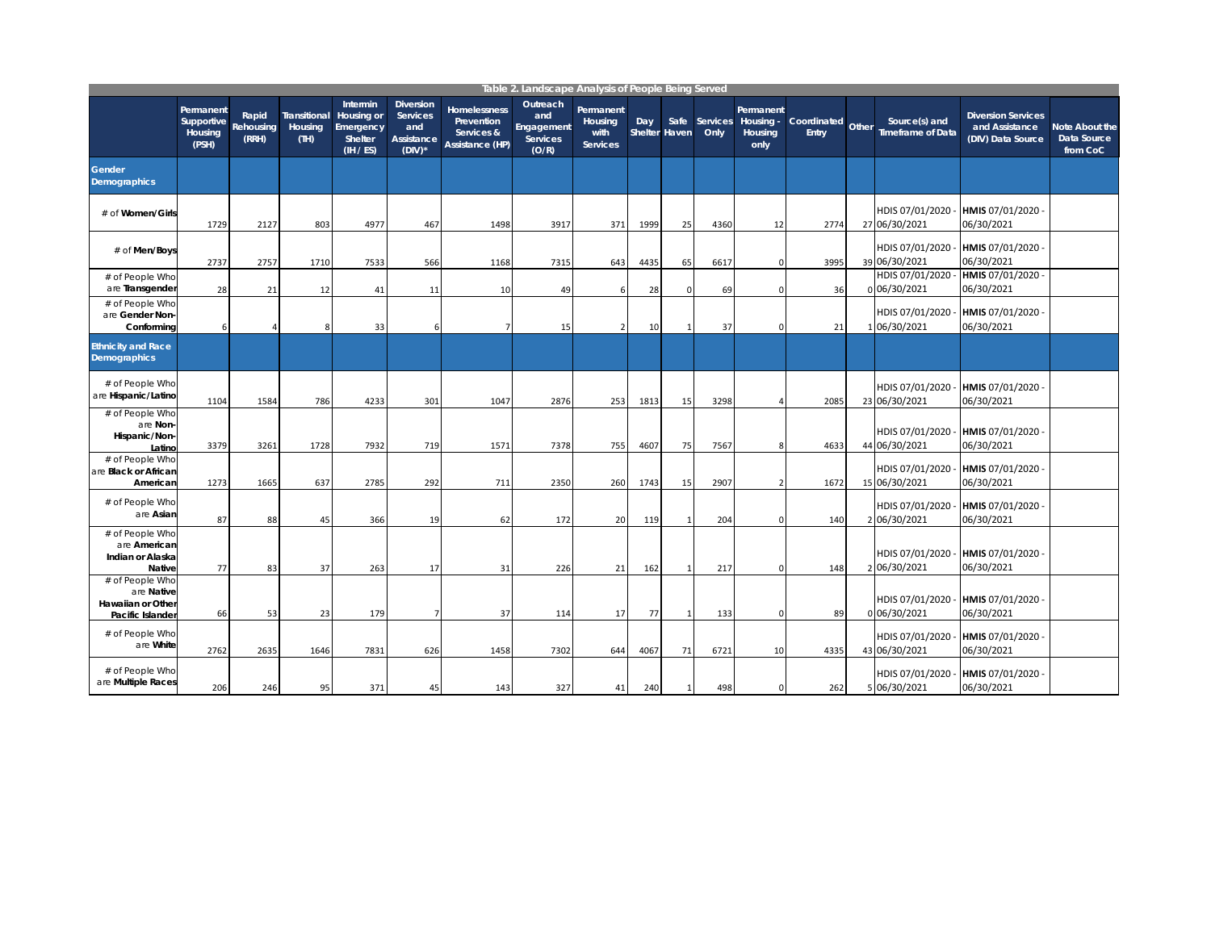| Table 2. Landscape Analysis of People Being Served | | | | | | | | | | | | | | | | | |
|---|---|---|---|---|---|---|---|---|---|---|---|---|---|---|---|---|---|
| | Permanent Supportive Housing (PSH) | Rapid Rehousing (RRH) | Transitional Housing (TH) | Intermin Housing or Emergency Shelter (IH / ES) | Diversion Services and Assistance (DIV)* | Homelessness Prevention Services & Assistance (HP) | Outreach and Engagement Services (O/R) | Permanent Housing with Services | Day Shelter | Safe Haven | Services Only | Permanent Housing - Housing only | Coordinated Entry | Other | Source(s) and Timeframe of Data | Diversion Services and Assistance (DIV) Data Source | Note About the Data Source from CoC |
| **Gender Demographics** | | | | | | | | | | | | | | | | | |
| # of **Women/Girls** | 1729 | 2127 | 803 | 4977 | 467 | 1498 | 3917 | 371 | 1999 | 25 | 4360 | 12 | 2774 | 27 | HDIS 07/01/2020 - 06/30/2021 | **HMIS** 07/01/2020 - 06/30/2021 | |
| # of **Men/Boys** | 2737 | 2757 | 1710 | 7533 | 566 | 1168 | 7315 | 643 | 4435 | 65 | 6617 | 0 | 3995 | 39 | HDIS 07/01/2020 - 06/30/2021 | **HMIS** 07/01/2020 - 06/30/2021 | |
| # of People Who are **Transgender** | 28 | 21 | 12 | 41 | 11 | 10 | 49 | 6 | 28 | 0 | 69 | 0 | 36 | 0 | HDIS 07/01/2020 - 06/30/2021 | **HMIS** 07/01/2020 - 06/30/2021 | |
| # of People Who are **Gender Non-Conforming** | 6 | 4 | 8 | 33 | 6 | 7 | 15 | 2 | 10 | 1 | 37 | 0 | 21 | 1 | HDIS 07/01/2020 - 06/30/2021 | **HMIS** 07/01/2020 - 06/30/2021 | |
| **Ethnicity and Race Demographics** | | | | | | | | | | | | | | | | | |
| # of People Who are **Hispanic/Latino** | 1104 | 1584 | 786 | 4233 | 301 | 1047 | 2876 | 253 | 1813 | 15 | 3298 | 4 | 2085 | 23 | HDIS 07/01/2020 - 06/30/2021 | **HMIS** 07/01/2020 - 06/30/2021 | |
| # of People Who are **Non-Hispanic/Non-Latino** | 3379 | 3261 | 1728 | 7932 | 719 | 1571 | 7378 | 755 | 4607 | 75 | 7567 | 8 | 4633 | 44 | HDIS 07/01/2020 - 06/30/2021 | **HMIS** 07/01/2020 - 06/30/2021 | |
| # of People Who are **Black or African American** | 1273 | 1665 | 637 | 2785 | 292 | 711 | 2350 | 260 | 1743 | 15 | 2907 | 2 | 1672 | 15 | HDIS 07/01/2020 - 06/30/2021 | **HMIS** 07/01/2020 - 06/30/2021 | |
| # of People Who are **Asian** | 87 | 88 | 45 | 366 | 19 | 62 | 172 | 20 | 119 | 1 | 204 | 0 | 140 | 2 | HDIS 07/01/2020 - 06/30/2021 | **HMIS** 07/01/2020 - 06/30/2021 | |
| # of People Who are **American Indian or Alaska Native** | 77 | 83 | 37 | 263 | 17 | 31 | 226 | 21 | 162 | 1 | 217 | 0 | 148 | 2 | HDIS 07/01/2020 - 06/30/2021 | **HMIS** 07/01/2020 - 06/30/2021 | |
| # of People Who are **Native Hawaiian or Other Pacific Islander** | 66 | 53 | 23 | 179 | 7 | 37 | 114 | 17 | 77 | 1 | 133 | 0 | 89 | 0 | HDIS 07/01/2020 - 06/30/2021 | **HMIS** 07/01/2020 - 06/30/2021 | |
| # of People Who are **White** | 2762 | 2635 | 1646 | 7831 | 626 | 1458 | 7302 | 644 | 4067 | 71 | 6721 | 10 | 4335 | 43 | HDIS 07/01/2020 - 06/30/2021 | **HMIS** 07/01/2020 - 06/30/2021 | |
| # of People Who are **Multiple Races** | 206 | 246 | 95 | 371 | 45 | 143 | 327 | 41 | 240 | 1 | 498 | 0 | 262 | 5 | HDIS 07/01/2020 - 06/30/2021 | **HMIS** 07/01/2020 - 06/30/2021 | |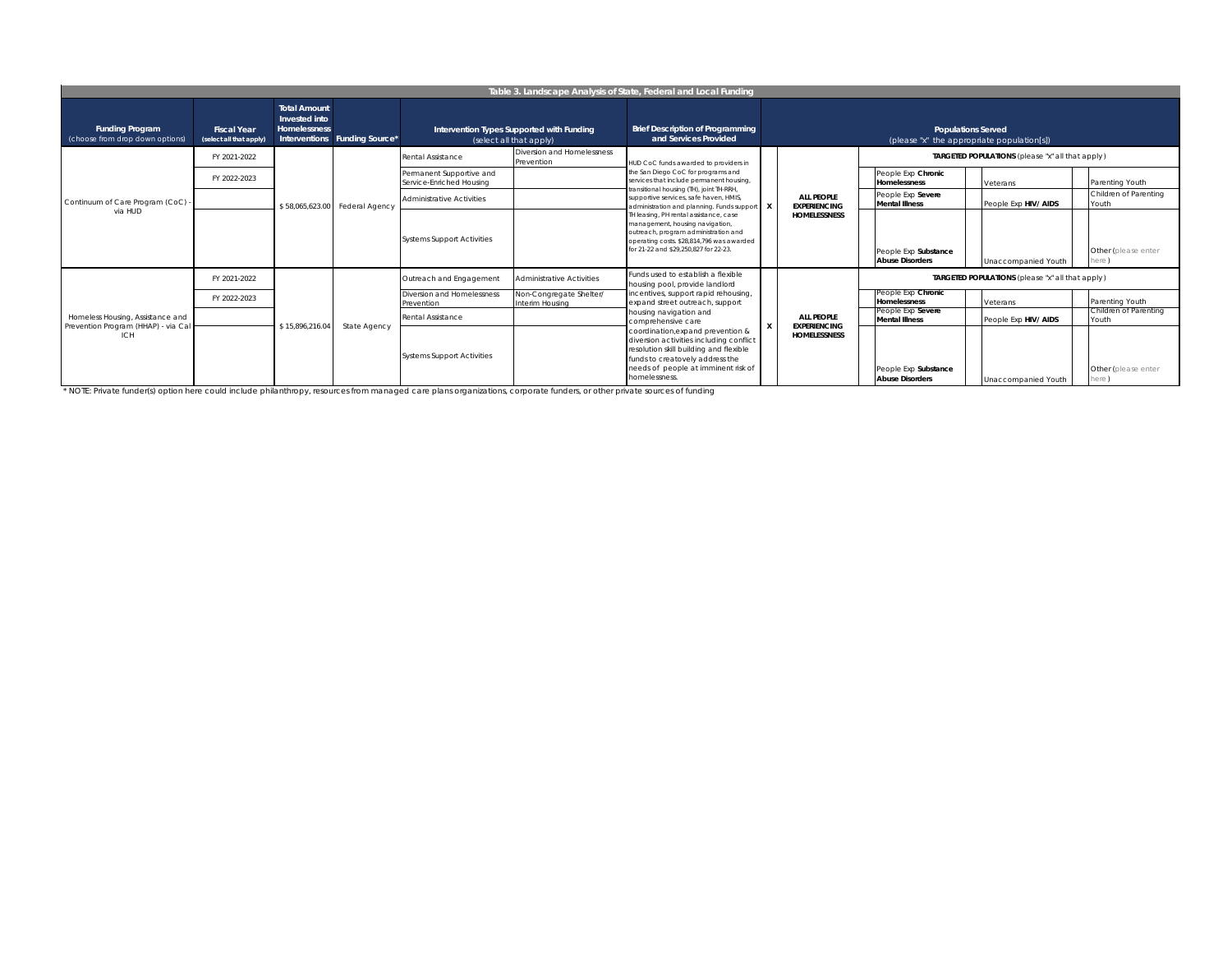**Table 3. Landscape Analysis of State, Federal and Local Funding**

| Funding Program (choose from drop down options) | Fiscal Year (select all that apply) | Total Amount Invested into Homelessness Interventions | Funding Source* | Intervention Types Supported with Funding (select all that apply) | | Brief Description of Programming and Services Provided | Populations Served (please "x" the appropriate population[s]) | | | | | | | |
|---|---|---|---|---|---|---|---|---|---|---|---|---|---|---|
| Continuum of Care Program (CoC) - via HUD | FY 2021-2022 | $ 58,065,623.00 | Federal Agency | Rental Assistance | Diversion and Homelessness Prevention | HUD CoC funds awarded to providers in the San Diego CoC for programs and services that include permanent housing, transitional housing (TH), joint TH-RRH, supportive services, safe haven, HMIS, administration and planning. Funds support TH leasing, PH rental assistance, case management, housing navigation, outreach, program administration and operating costs. $28,814,796 was awarded for 21-22 and $29,250,827 for 22-23. | X | ALL PEOPLE EXPERIENCING HOMELESSNESS | **TARGETED POPULATIONS** (please "x" all that apply) | | | | | |
| | FY 2022-2023 | | | Permanent Supportive and Service-Enriched Housing | | | | | | People Exp **Chronic Homelessness** | | Veterans | | Parenting Youth |
| | | | | Administrative Activities | | | | | | People Exp **Severe Mental Illness** | | People Exp **HIV/ AIDS** | | Children of Parenting Youth |
| | | | | Systems Support Activities | | | | | | People Exp **Substance Abuse Disorders** | | Unaccompanied Youth | | Other (please enter here) |
| Homeless Housing, Assistance and Prevention Program (HHAP) - via Cal ICH | FY 2021-2022 | $ 15,896,216.04 | State Agency | Outreach and Engagement | Administrative Activities | Funds used to establish a flexible housing pool, provide landlord incentives, support rapid rehousing, expand street outreach, support housing navigation and comprehensive care coordination,expand prevention & diversion activities including conflict resolution skill building and flexible funds to creatovely address the needs of people at imminent risk of homelessness. | X | ALL PEOPLE EXPERIENCING HOMELESSNESS | **TARGETED POPULATIONS** (please "x" all that apply) | | | | | |
| | FY 2022-2023 | | | Diversion and Homelessness Prevention | Non-Congregate Shelter/ Interim Housing | | | | | People Exp **Chronic Homelessness** | | Veterans | | Parenting Youth |
| | | | | Rental Assistance | | | | | | People Exp **Severe Mental Illness** | | People Exp **HIV/ AIDS** | | Children of Parenting Youth |
| | | | | Systems Support Activities | | | | | | People Exp **Substance Abuse Disorders** | | Unaccompanied Youth | | Other (please enter here) |

* NOTE: Private funder(s) option here could include philanthropy, resources from managed care plans organizations, corporate funders, or other private sources of funding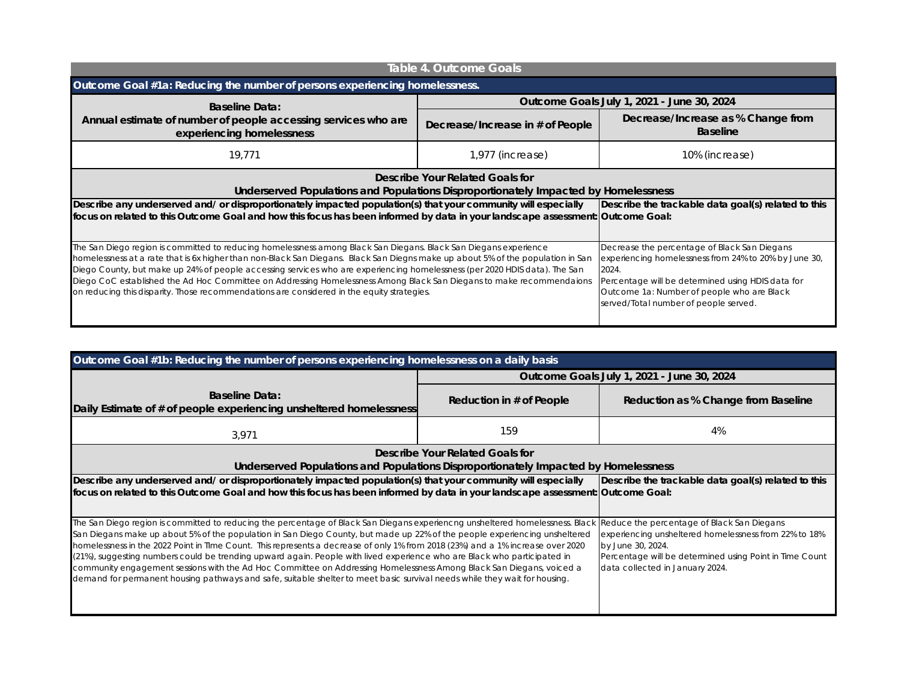## Table 4. Outcome Goals

**Outcome Goal #1a: Reducing the number of persons experiencing homelessness.**

| Baseline Data: Annual estimate of number of people accessing services who are experiencing homelessness | Outcome Goals July 1, 2021 - June 30, 2024 | |
|---|---|---|
| | Decrease/Increase in # of People | Decrease/Increase as % Change from Baseline |
| 19,771 | 1,977 (increase) | 10% (increase) |

**Describe Your Related Goals for Underserved Populations and Populations Disproportionately Impacted by Homelessness**

| Describe any underserved and/ or disproportionately impacted population(s) that your community will especially focus on related to this Outcome Goal and how this focus has been informed by data in your landscape assessment: | Describe the trackable data goal(s) related to this Outcome Goal: |
|---|---|
| The San Diego region is committed to reducing homelessness among Black San Diegans. Black San Diegans experience homelessness at a rate that is 6x higher than non-Black San Diegans. Black San Diegns make up about 5% of the population in San Diego County, but make up 24% of people accessing services who are experiencing homelessness (per 2020 HDIS data). The San Diego CoC established the Ad Hoc Committee on Addressing Homelessness Among Black San Diegans to make recommendaions on reducing this disparity. Those recommendations are considered in the equity strategies. | Decrease the percentage of Black San Diegans experiencing homelessness from 24% to 20% by June 30, 2024. Percentage will be determined using HDIS data for Outcome 1a: Number of people who are Black served/Total number of people served. |

**Outcome Goal #1b: Reducing the number of persons experiencing homelessness on a daily basis**

| Baseline Data: Daily Estimate of # of people experiencing unsheltered homelessness | Outcome Goals July 1, 2021 - June 30, 2024 | |
|---|---|---|
| | Reduction in # of People | Reduction as % Change from Baseline |
| 3,971 | 159 | 4% |

**Describe Your Related Goals for Underserved Populations and Populations Disproportionately Impacted by Homelessness**

| Describe any underserved and/ or disproportionately impacted population(s) that your community will especially focus on related to this Outcome Goal and how this focus has been informed by data in your landscape assessment: | Describe the trackable data goal(s) related to this Outcome Goal: |
|---|---|
| The San Diego region is committed to reducing the percentage of Black San Diegans experiencng unsheltered homelessness. Black San Diegans make up about 5% of the population in San Diego County, but made up 22% of the people experiencing unsheltered homelessness in the 2022 Point in TIme Count. This represents a decrease of only 1% from 2018 (23%) and a 1% increase over 2020 (21%), suggesting numbers could be trending upward again. People with lived experience who are Black who participated in community engagement sessions with the Ad Hoc Committee on Addressing Homelessness Among Black San Diegans, voiced a demand for permanent housing pathways and safe, suitable shelter to meet basic survival needs while they wait for housing. | Reduce the percentage of Black San Diegans experiencing unsheltered homelessness from 22% to 18% by June 30, 2024. Percentage will be determined using Point in Time Count data collected in January 2024. |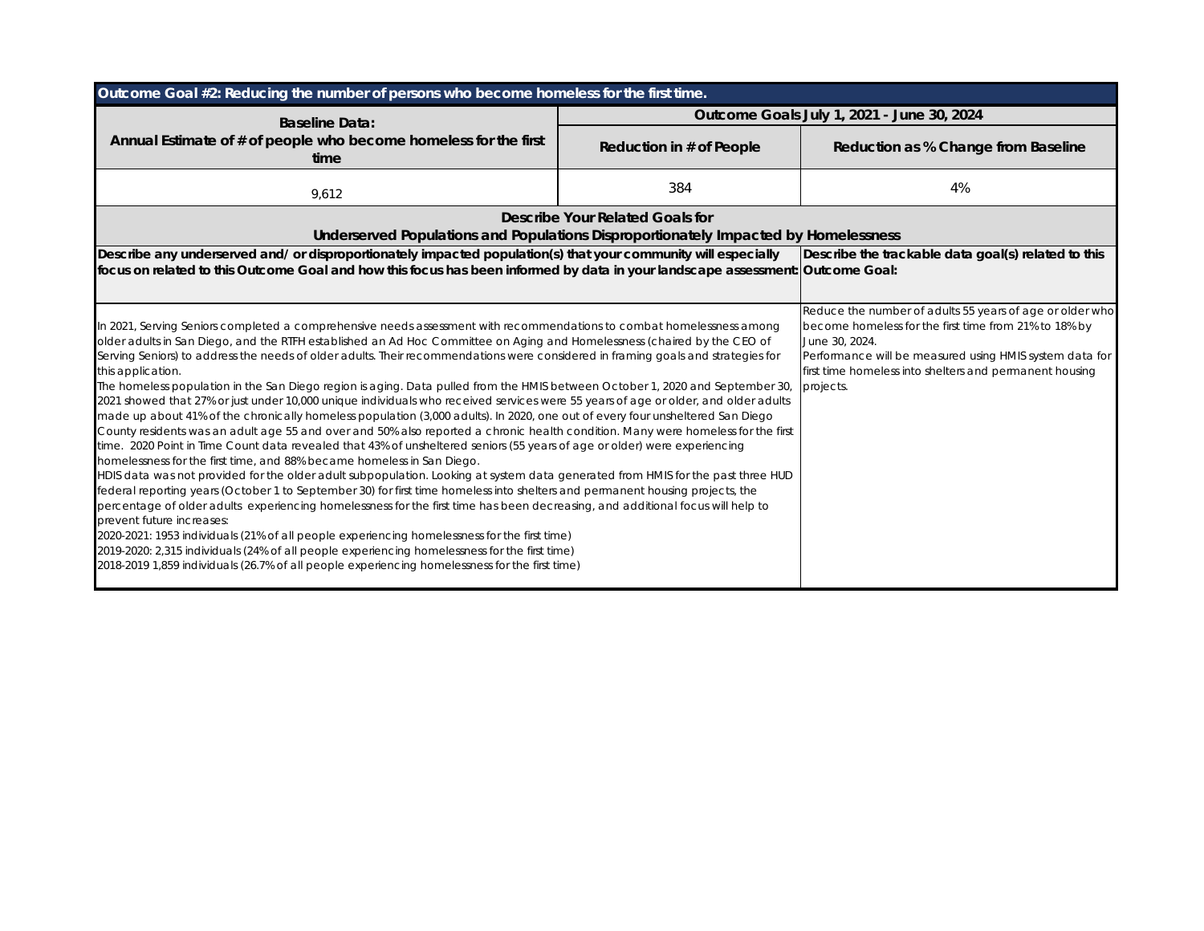## Outcome Goal #2: Reducing the number of persons who become homeless for the first time.

| Baseline Data: Annual Estimate of # of people who become homeless for the first time | Outcome Goals July 1, 2021 - June 30, 2024 | |
|---|---|---|
| | Reduction in # of People | Reduction as % Change from Baseline |
| 9,612 | 384 | 4% |

### Describe Your Related Goals for Underserved Populations and Populations Disproportionately Impacted by Homelessness

| Describe any underserved and/ or disproportionately impacted population(s) that your community will especially focus on related to this Outcome Goal and how this focus has been informed by data in your landscape assessment: | Describe the trackable data goal(s) related to this Outcome Goal: |
|---|---|
| In 2021, Serving Seniors completed a comprehensive needs assessment with recommendations to combat homelessness among older adults in San Diego, and the RTFH established an Ad Hoc Committee on Aging and Homelessness (chaired by the CEO of Serving Seniors) to address the needs of older adults. Their recommendations were considered in framing goals and strategies for this application.<br>The homeless population in the San Diego region is aging. Data pulled from the HMIS between October 1, 2020 and September 30, 2021 showed that 27% or just under 10,000 unique individuals who received services were 55 years of age or older, and older adults made up about 41% of the chronically homeless population (3,000 adults). In 2020, one out of every four unsheltered San Diego County residents was an adult age 55 and over and 50% also reported a chronic health condition. Many were homeless for the first time. 2020 Point in Time Count data revealed that 43% of unsheltered seniors (55 years of age or older) were experiencing homelessness for the first time, and 88% became homeless in San Diego.<br>HDIS data was not provided for the older adult subpopulation. Looking at system data generated from HMIS for the past three HUD federal reporting years (October 1 to September 30) for first time homeless into shelters and permanent housing projects, the percentage of older adults experiencing homelessness for the first time has been decreasing, and additional focus will help to prevent future increases:<br>2020-2021: 1953 individuals (21% of all people experiencing homelessness for the first time)<br>2019-2020: 2,315 individuals (24% of all people experiencing homelessness for the first time)<br>2018-2019 1,859 individuals (26.7% of all people experiencing homelessness for the first time) | Reduce the number of adults 55 years of age or older who become homeless for the first time from 21% to 18% by June 30, 2024.<br>Performance will be measured using HMIS system data for first time homeless into shelters and permanent housing projects. |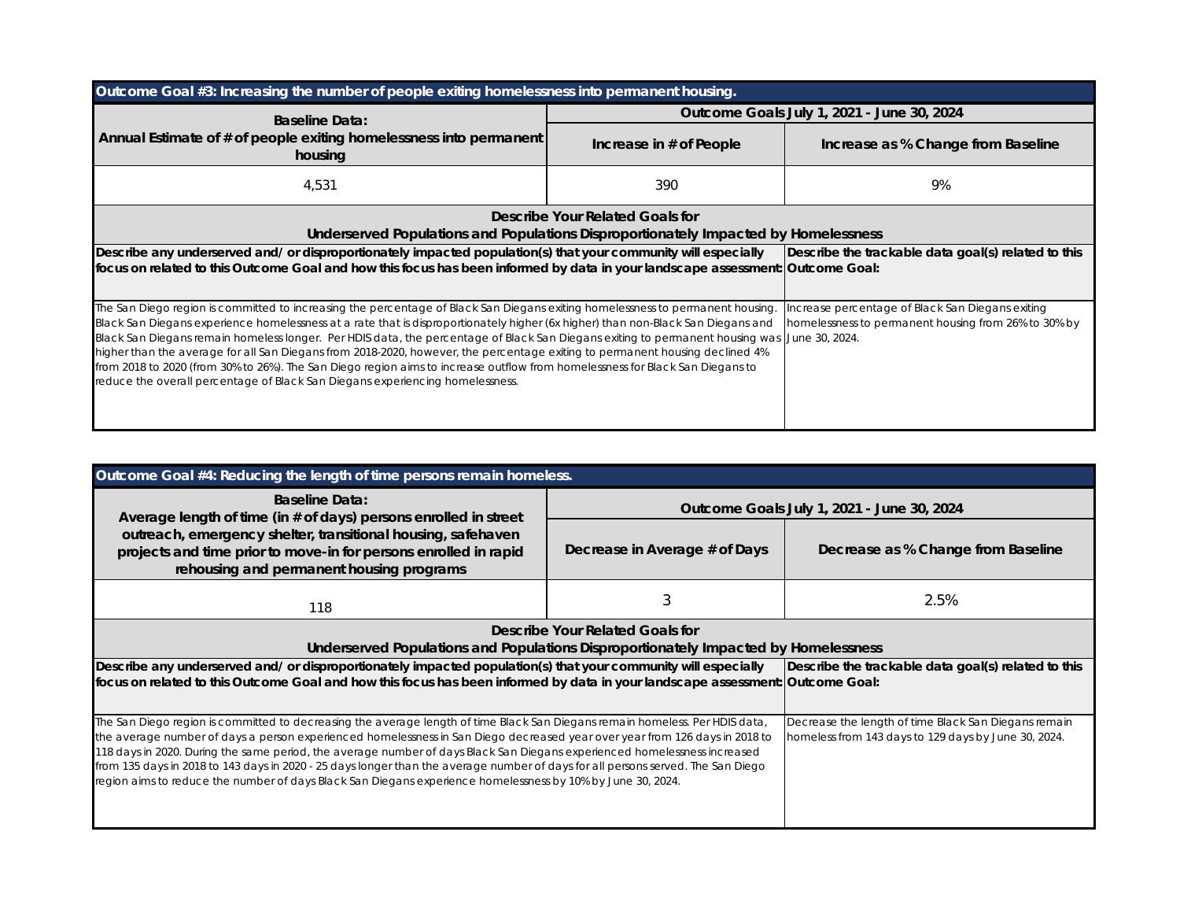| Outcome Goal #3: Increasing the number of people exiting homelessness into permanent housing. | | |
|---|---|---|
| **Baseline Data:** Annual Estimate of # of people exiting homelessness into permanent housing | **Outcome Goals July 1, 2021 - June 30, 2024** | |
| | **Increase in # of People** | **Increase as % Change from Baseline** |
| 4,531 | 390 | 9% |

| Describe Your Related Goals for Underserved Populations and Populations Disproportionately Impacted by Homelessness | |
|---|---|
| **Describe any underserved and/ or disproportionately impacted population(s) that your community will especially focus on related to this Outcome Goal and how this focus has been informed by data in your landscape assessment:** | **Describe the trackable data goal(s) related to this Outcome Goal:** |
| The San Diego region is committed to increasing the percentage of Black San Diegans exiting homelessness to permanent housing. Black San Diegans experience homelessness at a rate that is disproportionately higher (6x higher) than non-Black San Diegans and Black San Diegans remain homeless longer. Per HDIS data, the percentage of Black San Diegans exiting to permanent housing was higher than the average for all San Diegans from 2018-2020, however, the percentage exiting to permanent housing declined 4% from 2018 to 2020 (from 30% to 26%). The San Diego region aims to increase outflow from homelessness for Black San Diegans to reduce the overall percentage of Black San Diegans experiencing homelessness. | Increase percentage of Black San Diegans exiting homelessness to permanent housing from 26% to 30% by June 30, 2024. |

| Outcome Goal #4: Reducing the length of time persons remain homeless. | | |
|---|---|---|
| **Baseline Data:** Average length of time (in # of days) persons enrolled in street outreach, emergency shelter, transitional housing, safehaven projects and time prior to move-in for persons enrolled in rapid rehousing and permanent housing programs | **Outcome Goals July 1, 2021 - June 30, 2024** | |
| | **Decrease in Average # of Days** | **Decrease as % Change from Baseline** |
| 118 | 3 | 2.5% |

| Describe Your Related Goals for Underserved Populations and Populations Disproportionately Impacted by Homelessness | |
|---|---|
| **Describe any underserved and/ or disproportionately impacted population(s) that your community will especially focus on related to this Outcome Goal and how this focus has been informed by data in your landscape assessment:** | **Describe the trackable data goal(s) related to this Outcome Goal:** |
| The San Diego region is committed to decreasing the average length of time Black San Diegans remain homeless. Per HDIS data, the average number of days a person experienced homelessness in San Diego decreased year over year from 126 days in 2018 to 118 days in 2020. During the same period, the average number of days Black San Diegans experienced homelessness increased from 135 days in 2018 to 143 days in 2020 - 25 days longer than the average number of days for all persons served. The San Diego region aims to reduce the number of days Black San Diegans experience homelessness by 10% by June 30, 2024. | Decrease the length of time Black San Diegans remain homeless from 143 days to 129 days by June 30, 2024. |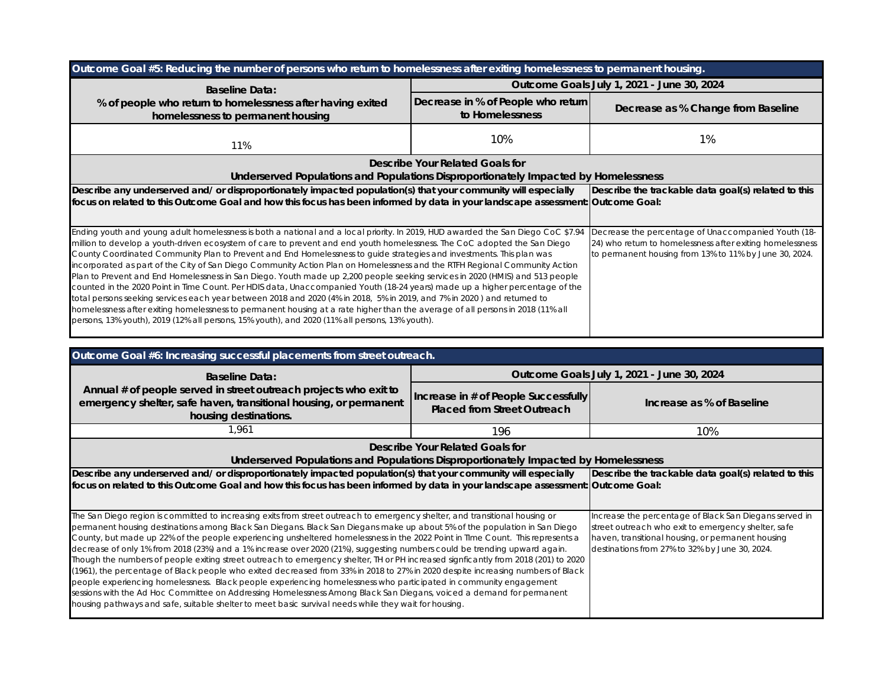## Outcome Goal #5: Reducing the number of persons who return to homelessness after exiting homelessness to permanent housing.

| Baseline Data: % of people who return to homelessness after having exited homelessness to permanent housing | Outcome Goals July 1, 2021 - June 30, 2024 | |
|---|---|---|
| | Decrease in % of People who return to Homelessness | Decrease as % Change from Baseline |
| 11% | 10% | 1% |

### Describe Your Related Goals for Underserved Populations and Populations Disproportionately Impacted by Homelessness

| Describe any underserved and/ or disproportionately impacted population(s) that your community will especially focus on related to this Outcome Goal and how this focus has been informed by data in your landscape assessment: | Describe the trackable data goal(s) related to this Outcome Goal: |
|---|---|
| Ending youth and young adult homelessness is both a national and a local priority. In 2019, HUD awarded the San Diego CoC $7.94 million to develop a youth-driven ecosystem of care to prevent and end youth homelessness. The CoC adopted the San Diego County Coordinated Community Plan to Prevent and End Homelessness to guide strategies and investments. This plan was incorporated as part of the City of San Diego Community Action Plan on Homelessness and the RTFH Regional Community Action Plan to Prevent and End Homelessness in San Diego. Youth made up 2,200 people seeking services in 2020 (HMIS) and 513 people counted in the 2020 Point in Time Count. Per HDIS data, Unaccompanied Youth (18-24 years) made up a higher percentage of the total persons seeking services each year between 2018 and 2020 (4% in 2018, 5% in 2019, and 7% in 2020 ) and returned to homelessness after exiting homelessness to permanent housing at a rate higher than the average of all persons in 2018 (11% all persons, 13% youth), 2019 (12% all persons, 15% youth), and 2020 (11% all persons, 13% youth). | Decrease the percentage of Unaccompanied Youth (18-24) who return to homelessness after exiting homelessness to permanent housing from 13% to 11% by June 30, 2024. |

## Outcome Goal #6: Increasing successful placements from street outreach.

| Baseline Data: Annual # of people served in street outreach projects who exit to emergency shelter, safe haven, transitional housing, or permanent housing destinations. | Outcome Goals July 1, 2021 - June 30, 2024 | |
|---|---|---|
| | Increase in # of People Successfully Placed from Street Outreach | Increase as % of Baseline |
| 1,961 | 196 | 10% |

### Describe Your Related Goals for Underserved Populations and Populations Disproportionately Impacted by Homelessness

| Describe any underserved and/ or disproportionately impacted population(s) that your community will especially focus on related to this Outcome Goal and how this focus has been informed by data in your landscape assessment: | Describe the trackable data goal(s) related to this Outcome Goal: |
|---|---|
| The San Diego region is committed to increasing exits from street outreach to emergency shelter, and transitional housing or permanent housing destinations among Black San Diegans. Black San Diegans make up about 5% of the population in San Diego County, but made up 22% of the people experiencing unsheltered homelessness in the 2022 Point in TIme Count. This represents a decrease of only 1% from 2018 (23%) and a 1% increase over 2020 (21%), suggesting numbers could be trending upward again. Though the numbers of people exiting street outreach to emergency shelter, TH or PH increased signficantly from 2018 (201) to 2020 (1961), the percentage of Black people who exited decreased from 33% in 2018 to 27% in 2020 despite increasing numbers of Black people experiencing homelessness. Black people experiencing homelessness who participated in community engagement sessions with the Ad Hoc Committee on Addressing Homelessness Among Black San Diegans, voiced a demand for permanent housing pathways and safe, suitable shelter to meet basic survival needs while they wait for housing. | Increase the percentage of Black San Diegans served in street outreach who exit to emergency shelter, safe haven, transitional housing, or permanent housing destinations from 27% to 32% by June 30, 2024. |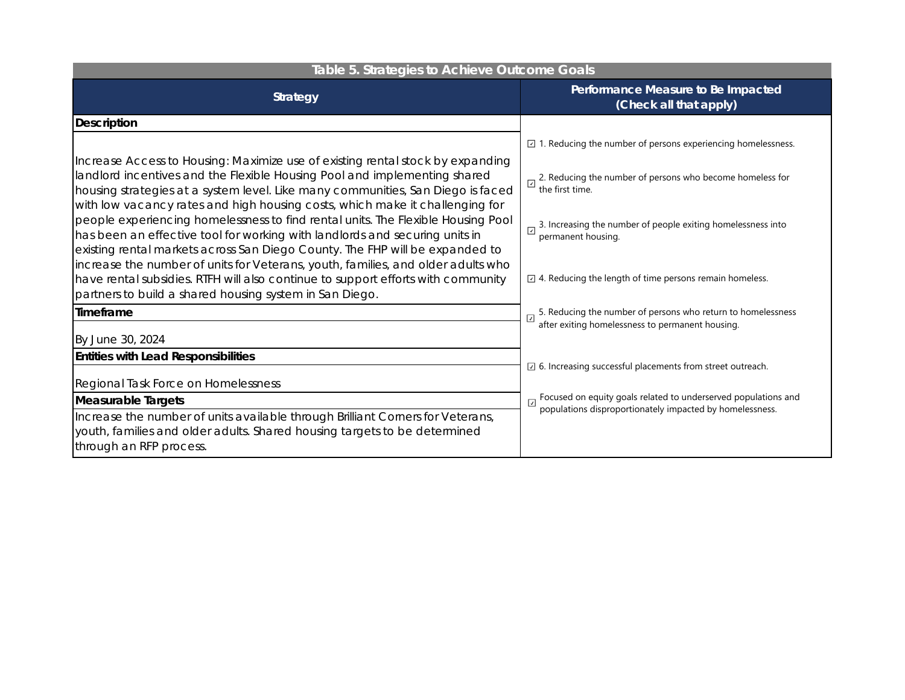| Table 5. Strategies to Achieve Outcome Goals | |
|---|---|
| **Strategy** | **Performance Measure to Be Impacted (Check all that apply)** |
| **Description** | ☑ 1. Reducing the number of persons experiencing homelessness.<br><br>☑ 2. Reducing the number of persons who become homeless for the first time.<br><br>☑ 3. Increasing the number of people exiting homelessness into permanent housing.<br><br>☑ 4. Reducing the length of time persons remain homeless.<br><br>☑ 5. Reducing the number of persons who return to homelessness after exiting homelessness to permanent housing.<br><br>☑ 6. Increasing successful placements from street outreach.<br><br>☑ Focused on equity goals related to underserved populations and populations disproportionately impacted by homelessness. |
| Increase Access to Housing: Maximize use of existing rental stock by expanding landlord incentives and the Flexible Housing Pool and implementing shared housing strategies at a system level. Like many communities, San Diego is faced with low vacancy rates and high housing costs, which make it challenging for people experiencing homelessness to find rental units. The Flexible Housing Pool has been an effective tool for working with landlords and securing units in existing rental markets across San Diego County. The FHP will be expanded to increase the number of units for Veterans, youth, families, and older adults who have rental subsidies. RTFH will also continue to support efforts with community partners to build a shared housing system in San Diego. | |
| **Timeframe** | |
| By June 30, 2024 | |
| **Entities with Lead Responsibilities** | |
| Regional Task Force on Homelessness | |
| **Measurable Targets** | |
| Increase the number of units available through Brilliant Corners for Veterans, youth, families and older adults. Shared housing targets to be determined through an RFP process. | |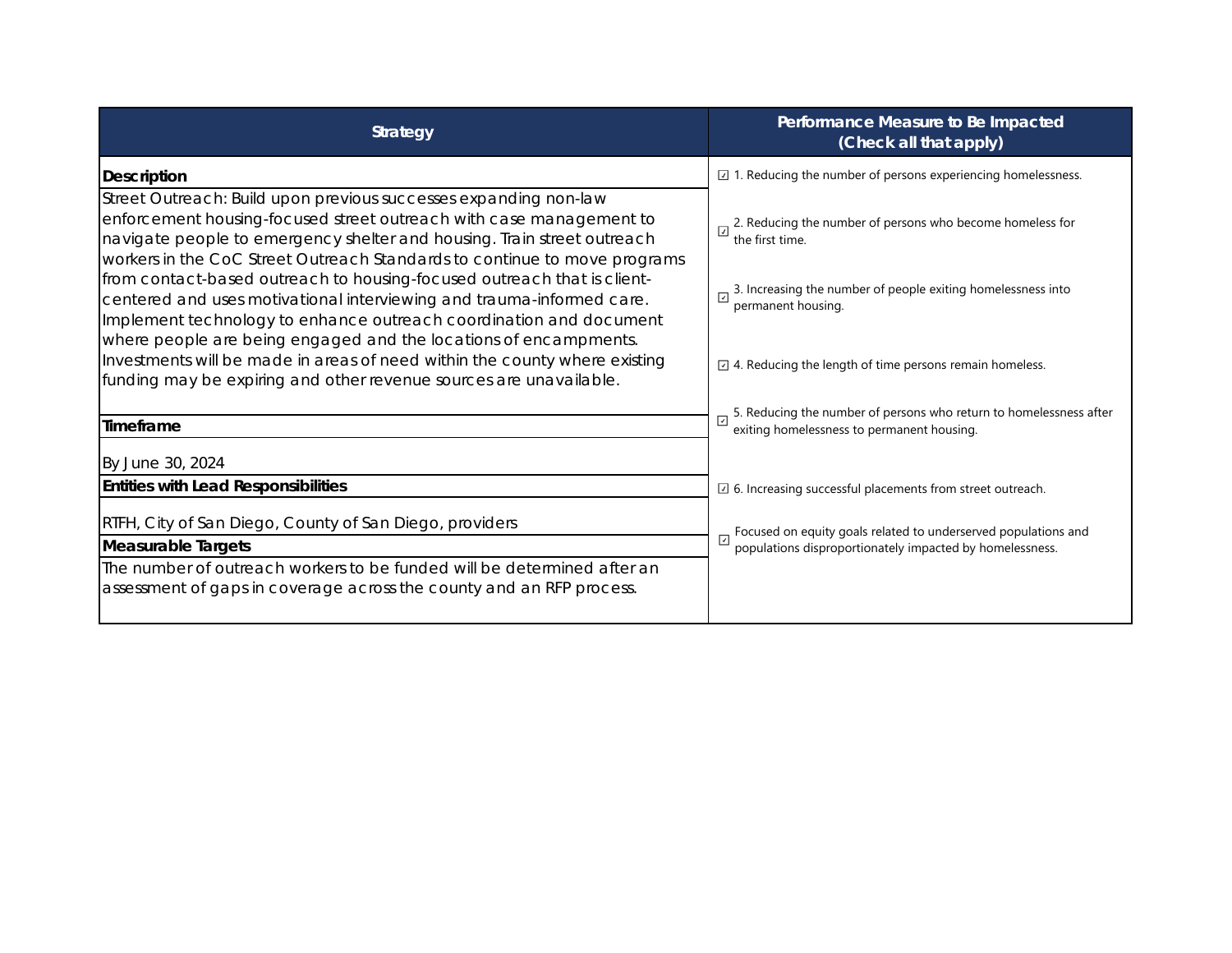| Strategy | Performance Measure to Be Impacted (Check all that apply) |
|---|---|
| **Description** | ☑ 1. Reducing the number of persons experiencing homelessness. |
| Street Outreach: Build upon previous successes expanding non-law enforcement housing-focused street outreach with case management to navigate people to emergency shelter and housing. Train street outreach workers in the CoC Street Outreach Standards to continue to move programs from contact-based outreach to housing-focused outreach that is client-centered and uses motivational interviewing and trauma-informed care. Implement technology to enhance outreach coordination and document where people are being engaged and the locations of encampments. Investments will be made in areas of need within the county where existing funding may be expiring and other revenue sources are unavailable. | ☑ 2. Reducing the number of persons who become homeless for the first time.<br>☑ 3. Increasing the number of people exiting homelessness into permanent housing.<br>☑ 4. Reducing the length of time persons remain homeless. |
| **Timeframe** | ☑ 5. Reducing the number of persons who return to homelessness after exiting homelessness to permanent housing. |
| By June 30, 2024 | |
| **Entities with Lead Responsibilities** | ☑ 6. Increasing successful placements from street outreach. |
| RTFH, City of San Diego, County of San Diego, providers | ☑ Focused on equity goals related to underserved populations and populations disproportionately impacted by homelessness. |
| **Measurable Targets** | |
| The number of outreach workers to be funded will be determined after an assessment of gaps in coverage across the county and an RFP process. | |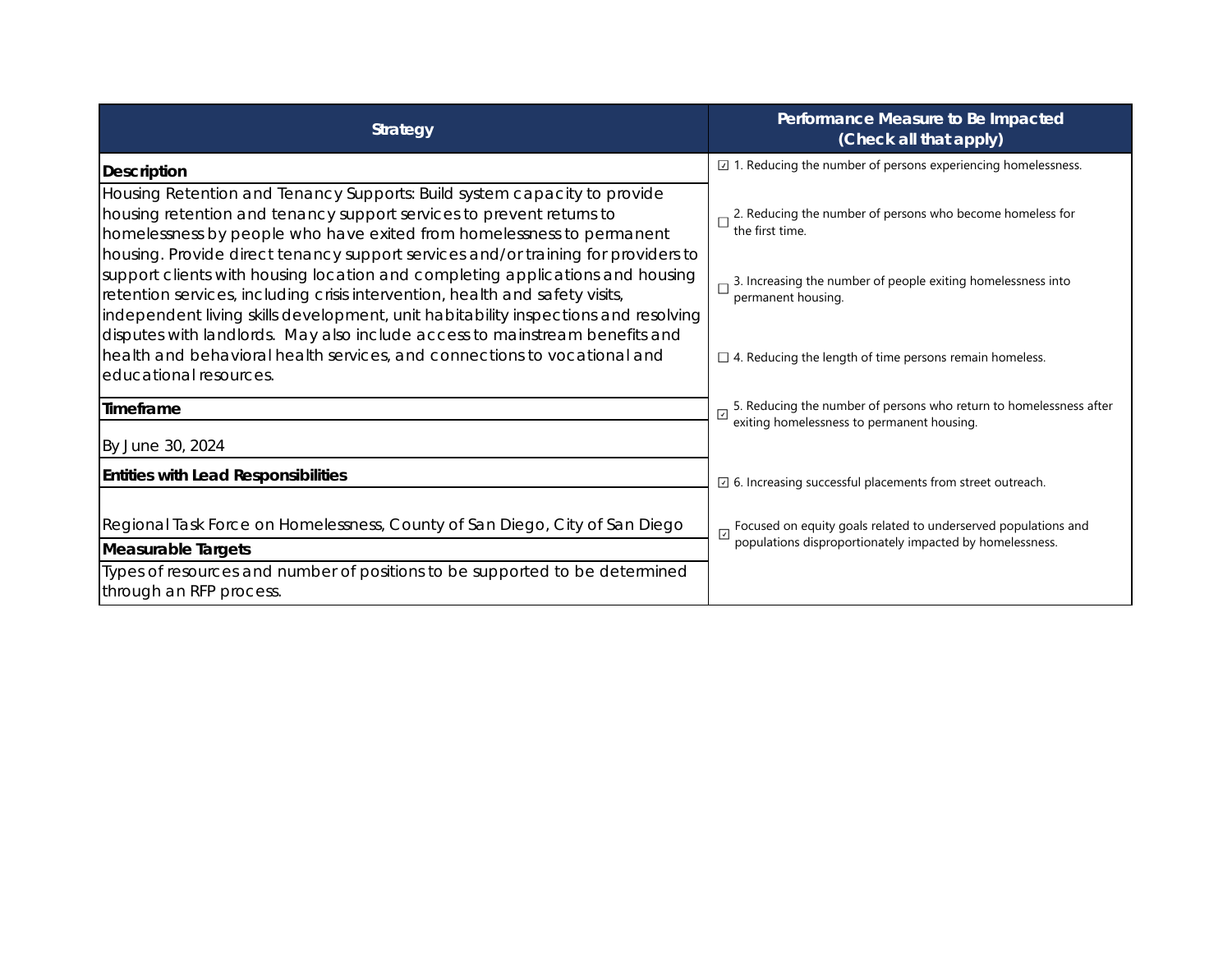| Strategy | Performance Measure to Be Impacted (Check all that apply) |
|---|---|
| **Description** | ☑ 1. Reducing the number of persons experiencing homelessness. |
| Housing Retention and Tenancy Supports: Build system capacity to provide housing retention and tenancy support services to prevent returns to homelessness by people who have exited from homelessness to permanent housing. Provide direct tenancy support services and/or training for providers to support clients with housing location and completing applications and housing retention services, including crisis intervention, health and safety visits, independent living skills development, unit habitability inspections and resolving disputes with landlords. May also include access to mainstream benefits and health and behavioral health services, and connections to vocational and educational resources. | ☐ 2. Reducing the number of persons who become homeless for the first time.<br><br>☐ 3. Increasing the number of people exiting homelessness into permanent housing.<br><br>☐ 4. Reducing the length of time persons remain homeless. |
| **Timeframe** | ☑ 5. Reducing the number of persons who return to homelessness after exiting homelessness to permanent housing. |
| By June 30, 2024 | |
| **Entities with Lead Responsibilities** | ☑ 6. Increasing successful placements from street outreach. |
| Regional Task Force on Homelessness, County of San Diego, City of San Diego | ☑ Focused on equity goals related to underserved populations and populations disproportionately impacted by homelessness. |
| **Measurable Targets** | |
| Types of resources and number of positions to be supported to be determined through an RFP process. | |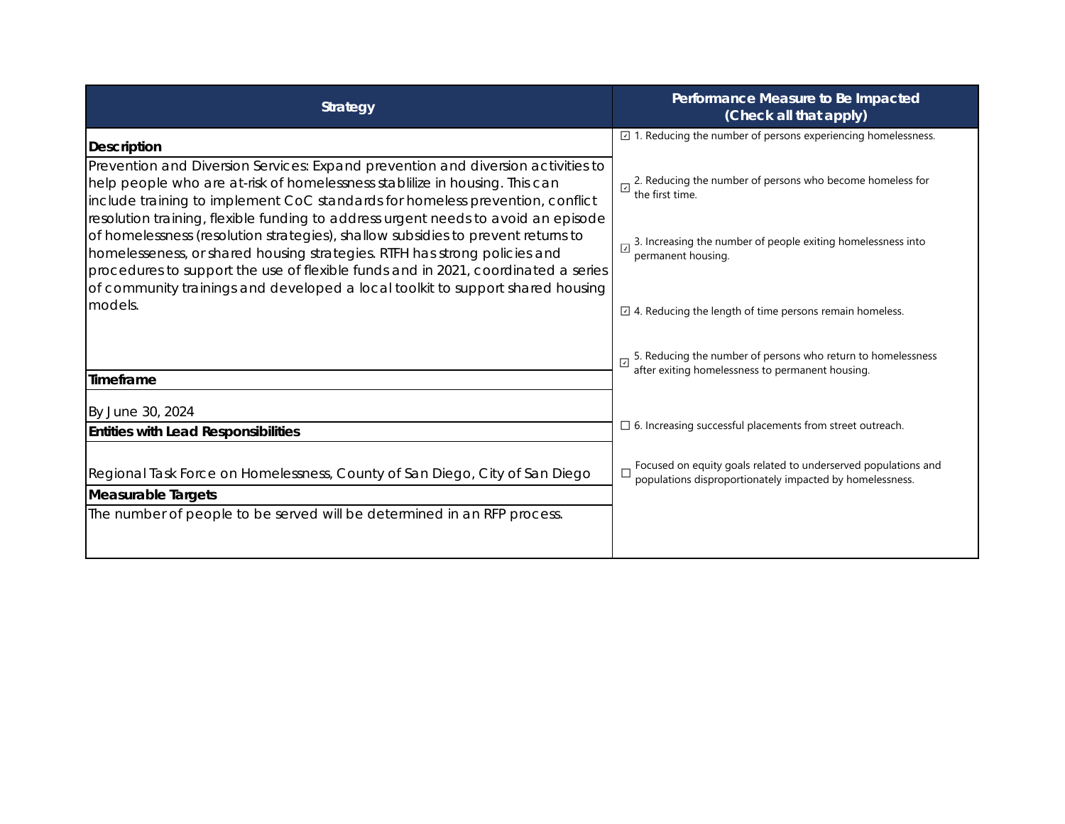| Strategy | Performance Measure to Be Impacted (Check all that apply) |
|---|---|
| **Description** | ☑ 1. Reducing the number of persons experiencing homelessness. |
| Prevention and Diversion Services: Expand prevention and diversion activities to help people who are at-risk of homelessness stablilize in housing. This can include training to implement CoC standards for homeless prevention, conflict resolution training, flexible funding to address urgent needs to avoid an episode of homelessness (resolution strategies), shallow subsidies to prevent returns to homelesseness, or shared housing strategies. RTFH has strong policies and procedures to support the use of flexible funds and in 2021, coordinated a series of community trainings and developed a local toolkit to support shared housing models. | ☑ 2. Reducing the number of persons who become homeless for the first time.<br>☑ 3. Increasing the number of people exiting homelessness into permanent housing.<br>☑ 4. Reducing the length of time persons remain homeless.<br>☑ 5. Reducing the number of persons who return to homelessness after exiting homelessness to permanent housing. |
| **Timeframe** | |
| By June 30, 2024 | |
| **Entities with Lead Responsibilities** | ☐ 6. Increasing successful placements from street outreach. |
| Regional Task Force on Homelessness, County of San Diego, City of San Diego | ☐ Focused on equity goals related to underserved populations and populations disproportionately impacted by homelessness. |
| **Measurable Targets** | |
| The number of people to be served will be determined in an RFP process. | |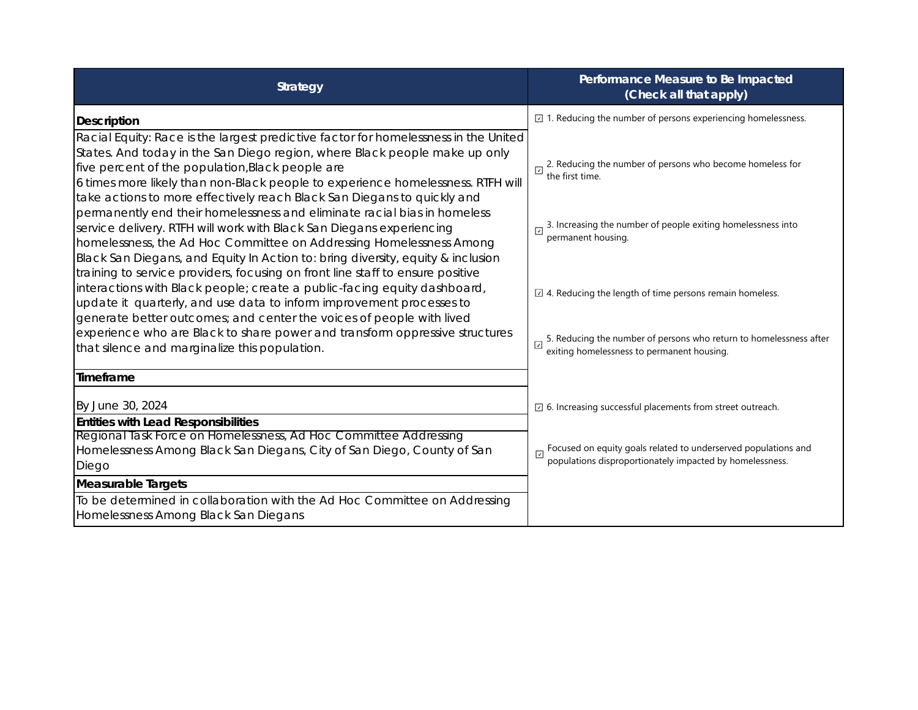| Strategy | Performance Measure to Be Impacted (Check all that apply) |
|---|---|
| **Description** | ☑ 1. Reducing the number of persons experiencing homelessness. |
| Racial Equity: Race is the largest predictive factor for homelessness in the United States. And today in the San Diego region, where Black people make up only five percent of the population,Black people are 6 times more likely than non-Black people to experience homelessness. RTFH will take actions to more effectively reach Black San Diegans to quickly and permanently end their homelessness and eliminate racial bias in homeless service delivery. RTFH will work with Black San Diegans experiencing homelessness, the Ad Hoc Committee on Addressing Homelessness Among Black San Diegans, and Equity In Action to: bring diversity, equity & inclusion training to service providers, focusing on front line staff to ensure positive interactions with Black people; create a public-facing equity dashboard, update it quarterly, and use data to inform improvement processes to generate better outcomes; and center the voices of people with lived experience who are Black to share power and transform oppressive structures that silence and marginalize this population. | ☑ 2. Reducing the number of persons who become homeless for the first time.<br>☑ 3. Increasing the number of people exiting homelessness into permanent housing.<br>☑ 4. Reducing the length of time persons remain homeless.<br>☑ 5. Reducing the number of persons who return to homelessness after exiting homelessness to permanent housing. |
| **Timeframe** | |
| By June 30, 2024 | ☑ 6. Increasing successful placements from street outreach. |
| **Entities with Lead Responsibilities** | |
| Regional Task Force on Homelessness, Ad Hoc Committee Addressing Homelessness Among Black San Diegans, City of San Diego, County of San Diego | ☑ Focused on equity goals related to underserved populations and populations disproportionately impacted by homelessness. |
| **Measurable Targets** | |
| To be determined in collaboration with the Ad Hoc Committee on Addressing Homelessness Among Black San Diegans | |